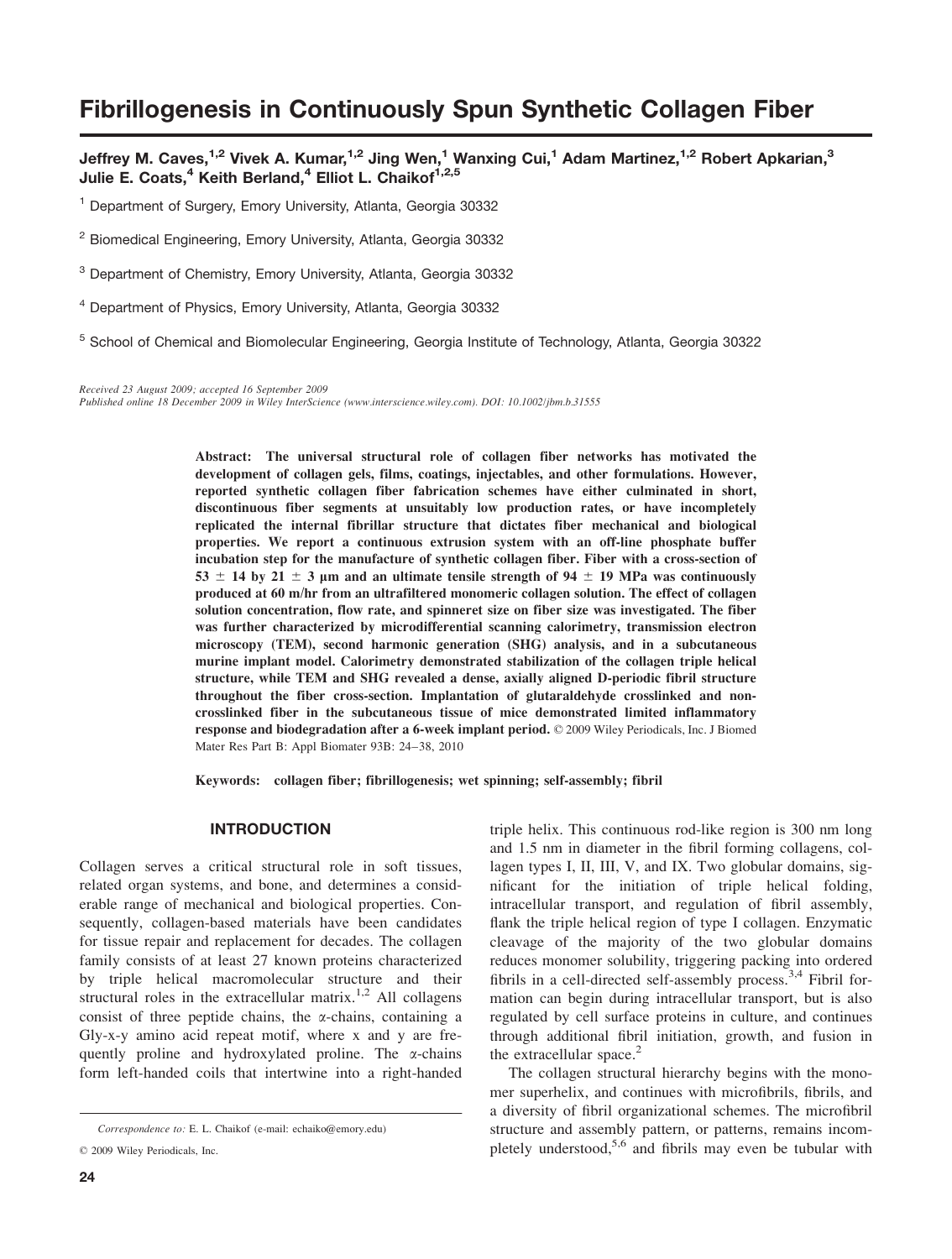# Fibrillogenesis in Continuously Spun Synthetic Collagen Fiber

**Jeffrey M. Caves,[1,2] Vivek A. Kumar,[1,2] Jing Wen,[1] Wanxing Cui,[1] Adam Martinez,[1,2] Robert Apkarian,[3] Julie E. Coats,[4] Keith Berland,[4] Elliot L. Chaikof[1,2,5]**

[1] Department of Surgery, Emory University, Atlanta, Georgia 30332

[2] Biomedical Engineering, Emory University, Atlanta, Georgia 30332

[3] Department of Chemistry, Emory University, Atlanta, Georgia 30332

[4] Department of Physics, Emory University, Atlanta, Georgia 30332

[5] School of Chemical and Biomolecular Engineering, Georgia Institute of Technology, Atlanta, Georgia 30322

*Received 23 August 2009; accepted 16 September 2009*
*Published online 18 December 2009 in Wiley InterScience (www.interscience.wiley.com). DOI: 10.1002/jbm.b.31555*

**Abstract: The universal structural role of collagen fiber networks has motivated the development of collagen gels, films, coatings, injectables, and other formulations. However, reported synthetic collagen fiber fabrication schemes have either culminated in short, discontinuous fiber segments at unsuitably low production rates, or have incompletely replicated the internal fibrillar structure that dictates fiber mechanical and biological properties. We report a continuous extrusion system with an off-line phosphate buffer incubation step for the manufacture of synthetic collagen fiber. Fiber with a cross-section of 53 ± 14 by 21 ± 3 μm and an ultimate tensile strength of 94 ± 19 MPa was continuously produced at 60 m/hr from an ultrafiltered monomeric collagen solution. The effect of collagen solution concentration, flow rate, and spinneret size on fiber size was investigated. The fiber was further characterized by microdifferential scanning calorimetry, transmission electron microscopy (TEM), second harmonic generation (SHG) analysis, and in a subcutaneous murine implant model. Calorimetry demonstrated stabilization of the collagen triple helical structure, while TEM and SHG revealed a dense, axially aligned D-periodic fibril structure throughout the fiber cross-section. Implantation of glutaraldehyde crosslinked and non-crosslinked fiber in the subcutaneous tissue of mice demonstrated limited inflammatory response and biodegradation after a 6-week implant period.** © 2009 Wiley Periodicals, Inc. J Biomed Mater Res Part B: Appl Biomater 93B: 24–38, 2010

**Keywords:** collagen fiber; fibrillogenesis; wet spinning; self-assembly; fibril

## INTRODUCTION

Collagen serves a critical structural role in soft tissues, related organ systems, and bone, and determines a considerable range of mechanical and biological properties. Consequently, collagen-based materials have been candidates for tissue repair and replacement for decades. The collagen family consists of at least 27 known proteins characterized by triple helical macromolecular structure and their structural roles in the extracellular matrix.[1,2] All collagens consist of three peptide chains, the α-chains, containing a Gly-x-y amino acid repeat motif, where x and y are frequently proline and hydroxylated proline. The α-chains form left-handed coils that intertwine into a right-handed triple helix. This continuous rod-like region is 300 nm long and 1.5 nm in diameter in the fibril forming collagens, collagen types I, II, III, V, and IX. Two globular domains, significant for the initiation of triple helical folding, intracellular transport, and regulation of fibril assembly, flank the triple helical region of type I collagen. Enzymatic cleavage of the majority of the two globular domains reduces monomer solubility, triggering packing into ordered fibrils in a cell-directed self-assembly process.[3,4] Fibril formation can begin during intracellular transport, but is also regulated by cell surface proteins in culture, and continues through additional fibril initiation, growth, and fusion in the extracellular space.[2]

The collagen structural hierarchy begins with the monomer superhelix, and continues with microfibrils, fibrils, and a diversity of fibril organizational schemes. The microfibril structure and assembly pattern, or patterns, remains incompletely understood,[5,6] and fibrils may even be tubular with

*Correspondence to:* E. L. Chaikof (e-mail: echaiko@emory.edu)

© 2009 Wiley Periodicals, Inc.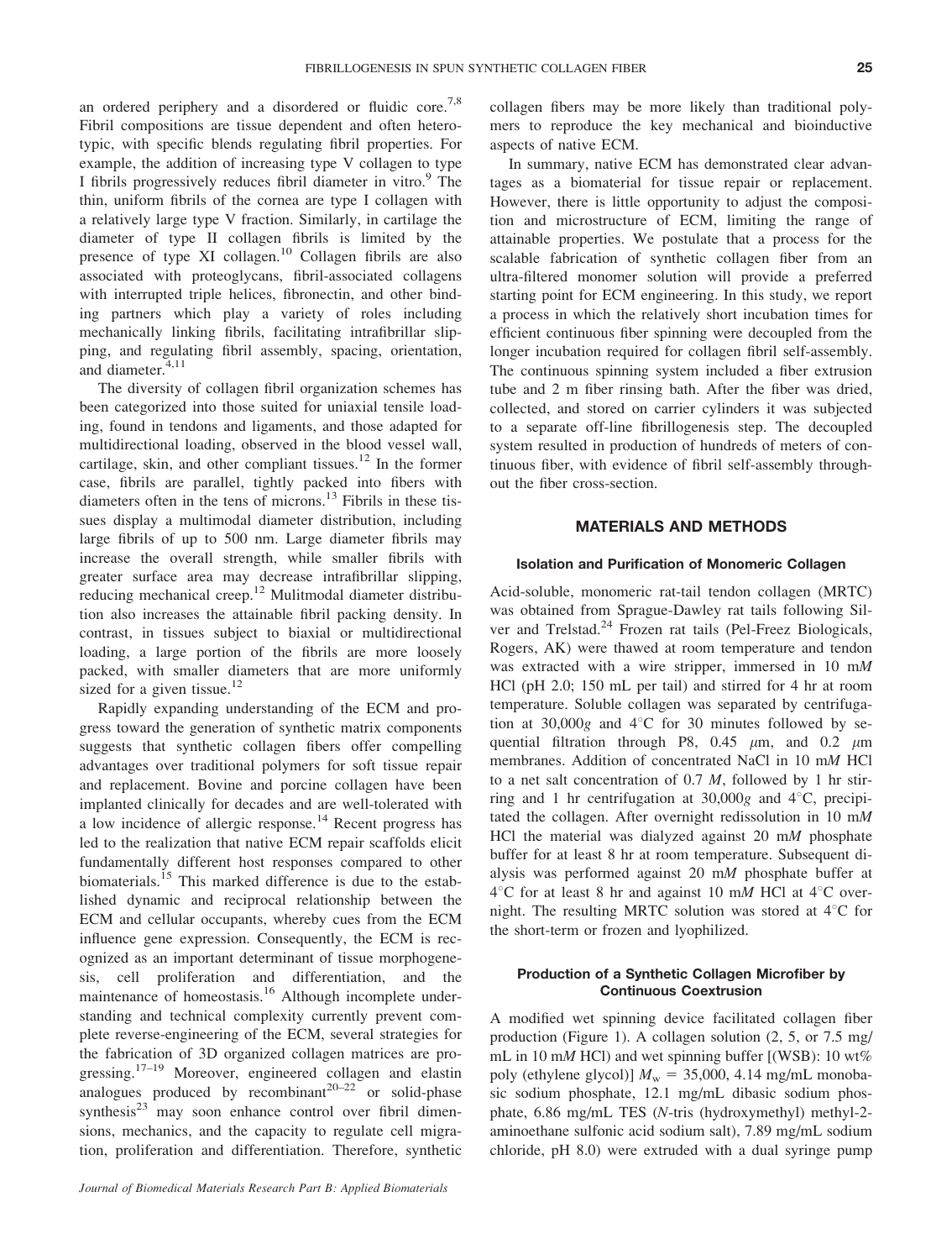an ordered periphery and a disordered or fluidic core.[7,8] Fibril compositions are tissue dependent and often heterotypic, with specific blends regulating fibril properties. For example, the addition of increasing type V collagen to type I fibrils progressively reduces fibril diameter in vitro.[9] The thin, uniform fibrils of the cornea are type I collagen with a relatively large type V fraction. Similarly, in cartilage the diameter of type II collagen fibrils is limited by the presence of type XI collagen.[10] Collagen fibrils are also associated with proteoglycans, fibril-associated collagens with interrupted triple helices, fibronectin, and other binding partners which play a variety of roles including mechanically linking fibrils, facilitating intrafibrillar slipping, and regulating fibril assembly, spacing, orientation, and diameter.[4,11]

The diversity of collagen fibril organization schemes has been categorized into those suited for uniaxial tensile loading, found in tendons and ligaments, and those adapted for multidirectional loading, observed in the blood vessel wall, cartilage, skin, and other compliant tissues.[12] In the former case, fibrils are parallel, tightly packed into fibers with diameters often in the tens of microns.[13] Fibrils in these tissues display a multimodal diameter distribution, including large fibrils of up to 500 nm. Large diameter fibrils may increase the overall strength, while smaller fibrils with greater surface area may decrease intrafibrillar slipping, reducing mechanical creep.[12] Mulitmodal diameter distribution also increases the attainable fibril packing density. In contrast, in tissues subject to biaxial or multidirectional loading, a large portion of the fibrils are more loosely packed, with smaller diameters that are more uniformly sized for a given tissue.[12]

Rapidly expanding understanding of the ECM and progress toward the generation of synthetic matrix components suggests that synthetic collagen fibers offer compelling advantages over traditional polymers for soft tissue repair and replacement. Bovine and porcine collagen have been implanted clinically for decades and are well-tolerated with a low incidence of allergic response.[14] Recent progress has led to the realization that native ECM repair scaffolds elicit fundamentally different host responses compared to other biomaterials.[15] This marked difference is due to the established dynamic and reciprocal relationship between the ECM and cellular occupants, whereby cues from the ECM influence gene expression. Consequently, the ECM is recognized as an important determinant of tissue morphogenesis, cell proliferation and differentiation, and the maintenance of homeostasis.[16] Although incomplete understanding and technical complexity currently prevent complete reverse-engineering of the ECM, several strategies for the fabrication of 3D organized collagen matrices are progressing.[17–19] Moreover, engineered collagen and elastin analogues produced by recombinant[20–22] or solid-phase synthesis[23] may soon enhance control over fibril dimensions, mechanics, and the capacity to regulate cell migration, proliferation and differentiation. Therefore, synthetic collagen fibers may be more likely than traditional polymers to reproduce the key mechanical and bioinductive aspects of native ECM.

In summary, native ECM has demonstrated clear advantages as a biomaterial for tissue repair or replacement. However, there is little opportunity to adjust the composition and microstructure of ECM, limiting the range of attainable properties. We postulate that a process for the scalable fabrication of synthetic collagen fiber from an ultra-filtered monomer solution will provide a preferred starting point for ECM engineering. In this study, we report a process in which the relatively short incubation times for efficient continuous fiber spinning were decoupled from the longer incubation required for collagen fibril self-assembly. The continuous spinning system included a fiber extrusion tube and 2 m fiber rinsing bath. After the fiber was dried, collected, and stored on carrier cylinders it was subjected to a separate off-line fibrillogenesis step. The decoupled system resulted in production of hundreds of meters of continuous fiber, with evidence of fibril self-assembly throughout the fiber cross-section.

## MATERIALS AND METHODS

### Isolation and Purification of Monomeric Collagen

Acid-soluble, monomeric rat-tail tendon collagen (MRTC) was obtained from Sprague-Dawley rat tails following Silver and Trelstad.[24] Frozen rat tails (Pel-Freez Biologicals, Rogers, AK) were thawed at room temperature and tendon was extracted with a wire stripper, immersed in 10 m*M* HCl (pH 2.0; 150 mL per tail) and stirred for 4 hr at room temperature. Soluble collagen was separated by centrifugation at 30,000*g* and 4°C for 30 minutes followed by sequential filtration through P8, 0.45 μm, and 0.2 μm membranes. Addition of concentrated NaCl in 10 m*M* HCl to a net salt concentration of 0.7 *M*, followed by 1 hr stirring and 1 hr centrifugation at 30,000*g* and 4°C, precipitated the collagen. After overnight redissolution in 10 m*M* HCl the material was dialyzed against 20 m*M* phosphate buffer for at least 8 hr at room temperature. Subsequent dialysis was performed against 20 m*M* phosphate buffer at 4°C for at least 8 hr and against 10 m*M* HCl at 4°C overnight. The resulting MRTC solution was stored at 4°C for the short-term or frozen and lyophilized.

### Production of a Synthetic Collagen Microfiber by Continuous Coextrusion

A modified wet spinning device facilitated collagen fiber production (Figure 1). A collagen solution (2, 5, or 7.5 mg/mL in 10 m*M* HCl) and wet spinning buffer [(WSB): 10 wt% poly (ethylene glycol)] $M_w$ = 35,000, 4.14 mg/mL monobasic sodium phosphate, 12.1 mg/mL dibasic sodium phosphate, 6.86 mg/mL TES (*N*-tris (hydroxymethyl) methyl-2-aminoethane sulfonic acid sodium salt), 7.89 mg/mL sodium chloride, pH 8.0) were extruded with a dual syringe pump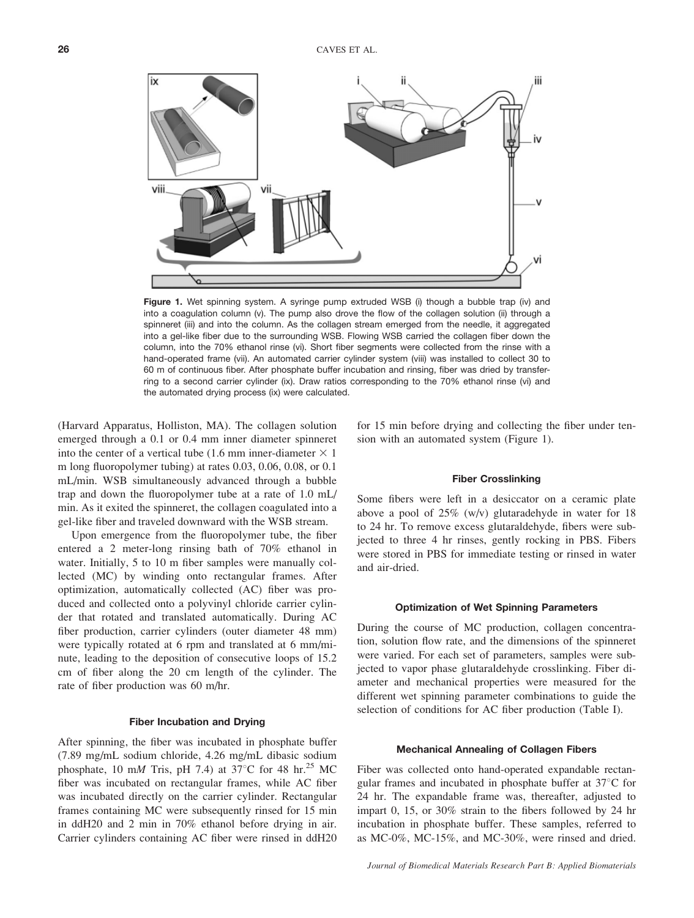Figure 1. Wet spinning system. A syringe pump extruded WSB (i) though a bubble trap (iv) and into a coagulation column (v). The pump also drove the flow of the collagen solution (ii) through a spinneret (iii) and into the column. As the collagen stream emerged from the needle, it aggregated into a gel-like fiber due to the surrounding WSB. Flowing WSB carried the collagen fiber down the column, into the 70% ethanol rinse (vi). Short fiber segments were collected from the rinse with a hand-operated frame (vii). An automated carrier cylinder system (viii) was installed to collect 30 to 60 m of continuous fiber. After phosphate buffer incubation and rinsing, fiber was dried by transferring to a second carrier cylinder (ix). Draw ratios corresponding to the 70% ethanol rinse (vi) and the automated drying process (ix) were calculated.

(Harvard Apparatus, Holliston, MA). The collagen solution emerged through a 0.1 or 0.4 mm inner diameter spinneret into the center of a vertical tube (1.6 mm inner-diameter × 1 m long fluoropolymer tubing) at rates 0.03, 0.06, 0.08, or 0.1 mL/min. WSB simultaneously advanced through a bubble trap and down the fluoropolymer tube at a rate of 1.0 mL/min. As it exited the spinneret, the collagen coagulated into a gel-like fiber and traveled downward with the WSB stream.

Upon emergence from the fluoropolymer tube, the fiber entered a 2 meter-long rinsing bath of 70% ethanol in water. Initially, 5 to 10 m fiber samples were manually collected (MC) by winding onto rectangular frames. After optimization, automatically collected (AC) fiber was produced and collected onto a polyvinyl chloride carrier cylinder that rotated and translated automatically. During AC fiber production, carrier cylinders (outer diameter 48 mm) were typically rotated at 6 rpm and translated at 6 mm/minute, leading to the deposition of consecutive loops of 15.2 cm of fiber along the 20 cm length of the cylinder. The rate of fiber production was 60 m/hr.

### Fiber Incubation and Drying

After spinning, the fiber was incubated in phosphate buffer (7.89 mg/mL sodium chloride, 4.26 mg/mL dibasic sodium phosphate, 10 m*M* Tris, pH 7.4) at 37°C for 48 hr.[25] MC fiber was incubated on rectangular frames, while AC fiber was incubated directly on the carrier cylinder. Rectangular frames containing MC were subsequently rinsed for 15 min in ddH20 and 2 min in 70% ethanol before drying in air. Carrier cylinders containing AC fiber were rinsed in ddH20 for 15 min before drying and collecting the fiber under tension with an automated system (Figure 1).

### Fiber Crosslinking

Some fibers were left in a desiccator on a ceramic plate above a pool of 25% (w/v) glutaradehyde in water for 18 to 24 hr. To remove excess glutaraldehyde, fibers were subjected to three 4 hr rinses, gently rocking in PBS. Fibers were stored in PBS for immediate testing or rinsed in water and air-dried.

### Optimization of Wet Spinning Parameters

During the course of MC production, collagen concentration, solution flow rate, and the dimensions of the spinneret were varied. For each set of parameters, samples were subjected to vapor phase glutaraldehyde crosslinking. Fiber diameter and mechanical properties were measured for the different wet spinning parameter combinations to guide the selection of conditions for AC fiber production (Table I).

### Mechanical Annealing of Collagen Fibers

Fiber was collected onto hand-operated expandable rectangular frames and incubated in phosphate buffer at 37°C for 24 hr. The expandable frame was, thereafter, adjusted to impart 0, 15, or 30% strain to the fibers followed by 24 hr incubation in phosphate buffer. These samples, referred to as MC-0%, MC-15%, and MC-30%, were rinsed and dried.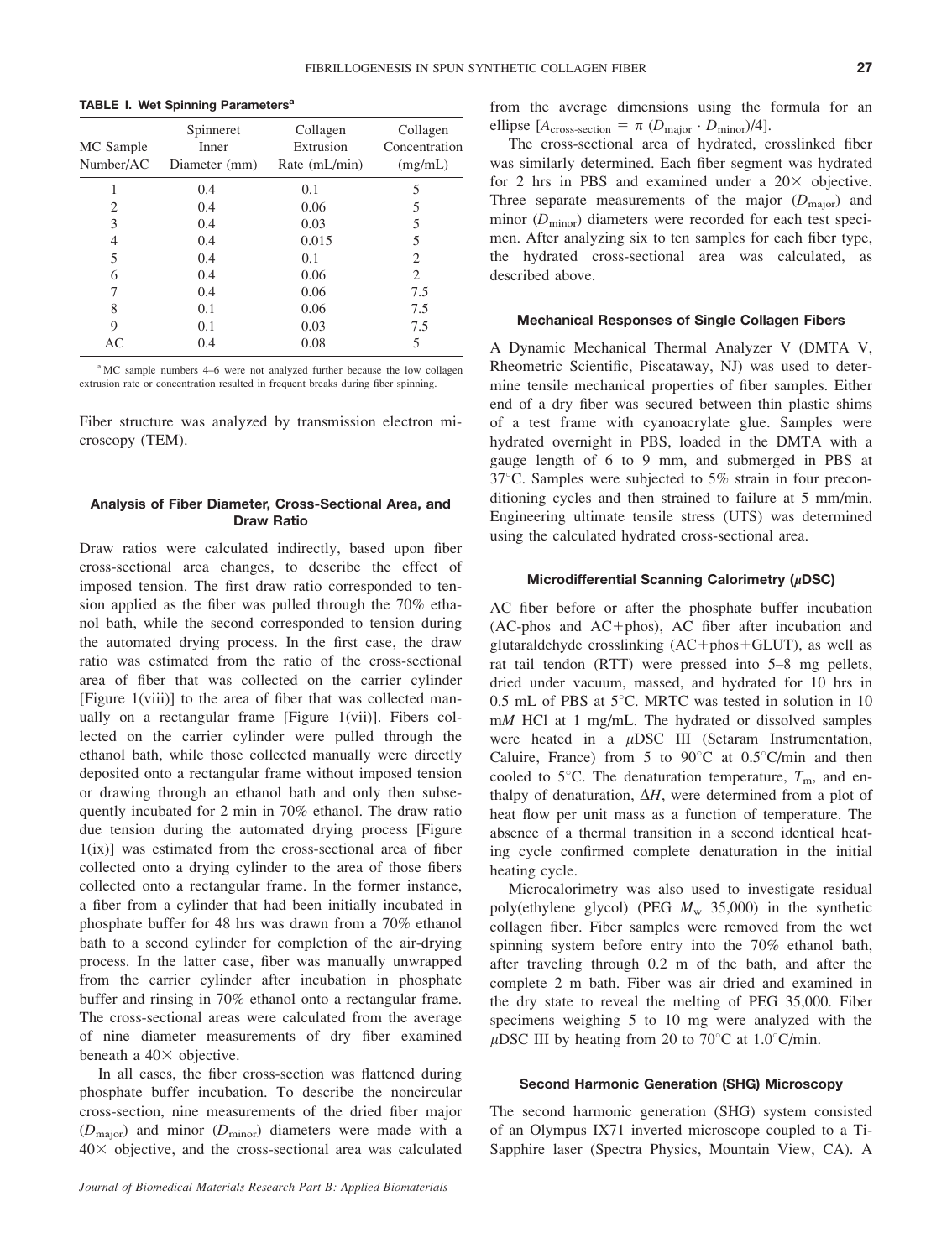**TABLE I. Wet Spinning Parameters[a]**

| MC Sample Number/AC | Spinneret Inner Diameter (mm) | Collagen Extrusion Rate (mL/min) | Collagen Concentration (mg/mL) |
|---|---|---|---|
| 1 | 0.4 | 0.1 | 5 |
| 2 | 0.4 | 0.06 | 5 |
| 3 | 0.4 | 0.03 | 5 |
| 4 | 0.4 | 0.015 | 5 |
| 5 | 0.4 | 0.1 | 2 |
| 6 | 0.4 | 0.06 | 2 |
| 7 | 0.4 | 0.06 | 7.5 |
| 8 | 0.1 | 0.06 | 7.5 |
| 9 | 0.1 | 0.03 | 7.5 |
| AC | 0.4 | 0.08 | 5 |

[a] MC sample numbers 4–6 were not analyzed further because the low collagen extrusion rate or concentration resulted in frequent breaks during fiber spinning.

Fiber structure was analyzed by transmission electron microscopy (TEM).

### Analysis of Fiber Diameter, Cross-Sectional Area, and Draw Ratio

Draw ratios were calculated indirectly, based upon fiber cross-sectional area changes, to describe the effect of imposed tension. The first draw ratio corresponded to tension applied as the fiber was pulled through the 70% ethanol bath, while the second corresponded to tension during the automated drying process. In the first case, the draw ratio was estimated from the ratio of the cross-sectional area of fiber that was collected on the carrier cylinder [Figure 1(viii)] to the area of fiber that was collected manually on a rectangular frame [Figure 1(vii)]. Fibers collected on the carrier cylinder were pulled through the ethanol bath, while those collected manually were directly deposited onto a rectangular frame without imposed tension or drawing through an ethanol bath and only then subsequently incubated for 2 min in 70% ethanol. The draw ratio due tension during the automated drying process [Figure 1(ix)] was estimated from the cross-sectional area of fiber collected onto a drying cylinder to the area of those fibers collected onto a rectangular frame. In the former instance, a fiber from a cylinder that had been initially incubated in phosphate buffer for 48 hrs was drawn from a 70% ethanol bath to a second cylinder for completion of the air-drying process. In the latter case, fiber was manually unwrapped from the carrier cylinder after incubation in phosphate buffer and rinsing in 70% ethanol onto a rectangular frame. The cross-sectional areas were calculated from the average of nine diameter measurements of dry fiber examined beneath a 40× objective.

In all cases, the fiber cross-section was flattened during phosphate buffer incubation. To describe the noncircular cross-section, nine measurements of the dried fiber major ($D_{major}$) and minor ($D_{minor}$) diameters were made with a 40× objective, and the cross-sectional area was calculated from the average dimensions using the formula for an ellipse [$A_{cross\text{-}section} = \pi\,(D_{major} \cdot D_{minor})/4$].

The cross-sectional area of hydrated, crosslinked fiber was similarly determined. Each fiber segment was hydrated for 2 hrs in PBS and examined under a 20× objective. Three separate measurements of the major ($D_{major}$) and minor ($D_{minor}$) diameters were recorded for each test specimen. After analyzing six to ten samples for each fiber type, the hydrated cross-sectional area was calculated, as described above.

### Mechanical Responses of Single Collagen Fibers

A Dynamic Mechanical Thermal Analyzer V (DMTA V, Rheometric Scientific, Piscataway, NJ) was used to determine tensile mechanical properties of fiber samples. Either end of a dry fiber was secured between thin plastic shims of a test frame with cyanoacrylate glue. Samples were hydrated overnight in PBS, loaded in the DMTA with a gauge length of 6 to 9 mm, and submerged in PBS at 37°C. Samples were subjected to 5% strain in four preconditioning cycles and then strained to failure at 5 mm/min. Engineering ultimate tensile stress (UTS) was determined using the calculated hydrated cross-sectional area.

### Microdifferential Scanning Calorimetry ($\mu$DSC)

AC fiber before or after the phosphate buffer incubation (AC-phos and AC+phos), AC fiber after incubation and glutaraldehyde crosslinking (AC+phos+GLUT), as well as rat tail tendon (RTT) were pressed into 5–8 mg pellets, dried under vacuum, massed, and hydrated for 10 hrs in 0.5 mL of PBS at 5°C. MRTC was tested in solution in 10 m*M* HCl at 1 mg/mL. The hydrated or dissolved samples were heated in a $\mu$DSC III (Setaram Instrumentation, Caluire, France) from 5 to 90°C at 0.5°C/min and then cooled to 5°C. The denaturation temperature, $T_m$, and enthalpy of denaturation, $\Delta H$, were determined from a plot of heat flow per unit mass as a function of temperature. The absence of a thermal transition in a second identical heating cycle confirmed complete denaturation in the initial heating cycle.

Microcalorimetry was also used to investigate residual poly(ethylene glycol) (PEG $M_w$ 35,000) in the synthetic collagen fiber. Fiber samples were removed from the wet spinning system before entry into the 70% ethanol bath, after traveling through 0.2 m of the bath, and after the complete 2 m bath. Fiber was air dried and examined in the dry state to reveal the melting of PEG 35,000. Fiber specimens weighing 5 to 10 mg were analyzed with the $\mu$DSC III by heating from 20 to 70°C at 1.0°C/min.

### Second Harmonic Generation (SHG) Microscopy

The second harmonic generation (SHG) system consisted of an Olympus IX71 inverted microscope coupled to a Ti-Sapphire laser (Spectra Physics, Mountain View, CA). A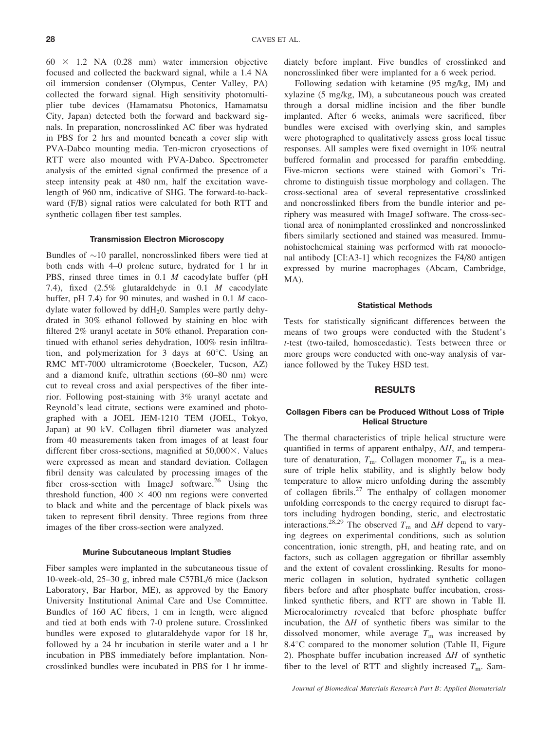$60 \times 1.2$ NA (0.28 mm) water immersion objective focused and collected the backward signal, while a 1.4 NA oil immersion condenser (Olympus, Center Valley, PA) collected the forward signal. High sensitivity photomultiplier tube devices (Hamamatsu Photonics, Hamamatsu City, Japan) detected both the forward and backward signals. In preparation, noncrosslinked AC fiber was hydrated in PBS for 2 hrs and mounted beneath a cover slip with PVA-Dabco mounting media. Ten-micron cryosections of RTT were also mounted with PVA-Dabco. Spectrometer analysis of the emitted signal confirmed the presence of a steep intensity peak at 480 nm, half the excitation wavelength of 960 nm, indicative of SHG. The forward-to-backward (F/B) signal ratios were calculated for both RTT and synthetic collagen fiber test samples.

#### Transmission Electron Microscopy

Bundles of ~10 parallel, noncrosslinked fibers were tied at both ends with 4–0 prolene suture, hydrated for 1 hr in PBS, rinsed three times in 0.1 *M* cacodylate buffer (pH 7.4), fixed (2.5% glutaraldehyde in 0.1 *M* cacodylate buffer, pH 7.4) for 90 minutes, and washed in 0.1 *M* cacodylate water followed by $ddH_20$. Samples were partly dehydrated in 30% ethanol followed by staining en bloc with filtered 2% uranyl acetate in 50% ethanol. Preparation continued with ethanol series dehydration, 100% resin infiltration, and polymerization for 3 days at 60°C. Using an RMC MT-7000 ultramicrotome (Boeckeler, Tucson, AZ) and a diamond knife, ultrathin sections (60–80 nm) were cut to reveal cross and axial perspectives of the fiber interior. Following post-staining with 3% uranyl acetate and Reynold's lead citrate, sections were examined and photographed with a JOEL JEM-1210 TEM (JOEL, Tokyo, Japan) at 90 kV. Collagen fibril diameter was analyzed from 40 measurements taken from images of at least four different fiber cross-sections, magnified at 50,000×. Values were expressed as mean and standard deviation. Collagen fibril density was calculated by processing images of the fiber cross-section with ImageJ software.[26] Using the threshold function, $400 \times 400$ nm regions were converted to black and white and the percentage of black pixels was taken to represent fibril density. Three regions from three images of the fiber cross-section were analyzed.

#### Murine Subcutaneous Implant Studies

Fiber samples were implanted in the subcutaneous tissue of 10-week-old, 25–30 g, inbred male C57BL/6 mice (Jackson Laboratory, Bar Harbor, ME), as approved by the Emory University Institutional Animal Care and Use Committee. Bundles of 160 AC fibers, 1 cm in length, were aligned and tied at both ends with 7-0 prolene suture. Crosslinked bundles were exposed to glutaraldehyde vapor for 18 hr, followed by a 24 hr incubation in sterile water and a 1 hr incubation in PBS immediately before implantation. Noncrosslinked bundles were incubated in PBS for 1 hr immediately before implant. Five bundles of crosslinked and noncrosslinked fiber were implanted for a 6 week period.

Following sedation with ketamine (95 mg/kg, IM) and xylazine (5 mg/kg, IM), a subcutaneous pouch was created through a dorsal midline incision and the fiber bundle implanted. After 6 weeks, animals were sacrificed, fiber bundles were excised with overlying skin, and samples were photographed to qualitatively assess gross local tissue responses. All samples were fixed overnight in 10% neutral buffered formalin and processed for paraffin embedding. Five-micron sections were stained with Gomori's Trichrome to distinguish tissue morphology and collagen. The cross-sectional area of several representative crosslinked and noncrosslinked fibers from the bundle interior and periphery was measured with ImageJ software. The cross-sectional area of nonimplanted crosslinked and noncrosslinked fibers similarly sectioned and stained was measured. Immunohistochemical staining was performed with rat monoclonal antibody [CI:A3-1] which recognizes the F4/80 antigen expressed by murine macrophages (Abcam, Cambridge, MA).

#### Statistical Methods

Tests for statistically significant differences between the means of two groups were conducted with the Student's *t*-test (two-tailed, homoscedastic). Tests between three or more groups were conducted with one-way analysis of variance followed by the Tukey HSD test.

## RESULTS

#### Collagen Fibers can be Produced Without Loss of Triple Helical Structure

The thermal characteristics of triple helical structure were quantified in terms of apparent enthalpy, $\Delta H$, and temperature of denaturation, $T_m$. Collagen monomer $T_m$ is a measure of triple helix stability, and is slightly below body temperature to allow micro unfolding during the assembly of collagen fibrils.[27] The enthalpy of collagen monomer unfolding corresponds to the energy required to disrupt factors including hydrogen bonding, steric, and electrostatic interactions.[28,29] The observed $T_m$ and $\Delta H$ depend to varying degrees on experimental conditions, such as solution concentration, ionic strength, pH, and heating rate, and on factors, such as collagen aggregation or fibrillar assembly and the extent of covalent crosslinking. Results for monomeric collagen in solution, hydrated synthetic collagen fibers before and after phosphate buffer incubation, crosslinked synthetic fibers, and RTT are shown in Table II. Microcalorimetry revealed that before phosphate buffer incubation, the $\Delta H$ of synthetic fibers was similar to the dissolved monomer, while average $T_m$ was increased by 8.4°C compared to the monomer solution (Table II, Figure 2). Phosphate buffer incubation increased $\Delta H$ of synthetic fiber to the level of RTT and slightly increased $T_m$. Sam-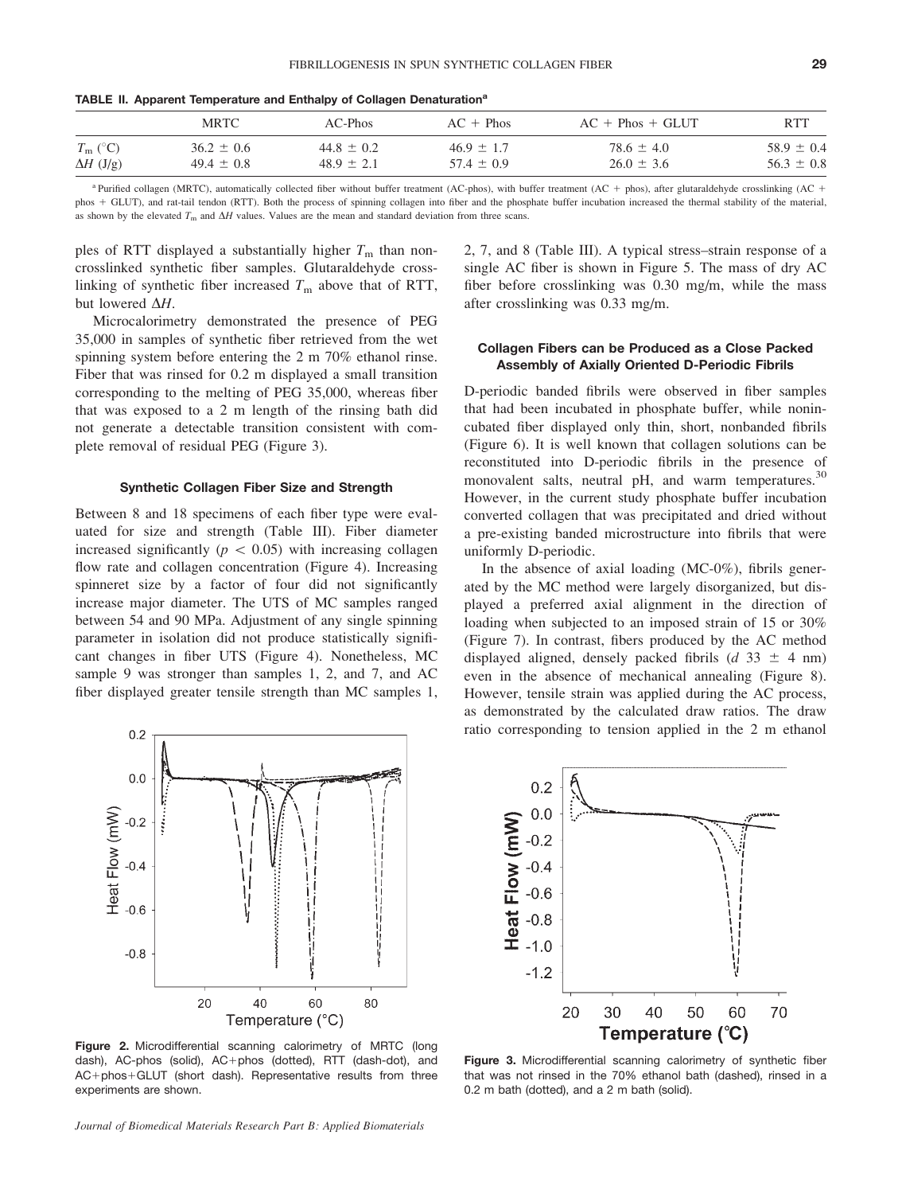**TABLE II. Apparent Temperature and Enthalpy of Collagen Denaturation[a]**

| | MRTC | AC-Phos | AC + Phos | AC + Phos + GLUT | RTT |
|---|---|---|---|---|---|
| $T_m$ (°C) | 36.2 ± 0.6 | 44.8 ± 0.2 | 46.9 ± 1.7 | 78.6 ± 4.0 | 58.9 ± 0.4 |
| $\Delta H$ (J/g) | 49.4 ± 0.8 | 48.9 ± 2.1 | 57.4 ± 0.9 | 26.0 ± 3.6 | 56.3 ± 0.8 |

[a] Purified collagen (MRTC), automatically collected fiber without buffer treatment (AC-phos), with buffer treatment (AC + phos), after glutaraldehyde crosslinking (AC + phos + GLUT), and rat-tail tendon (RTT). Both the process of spinning collagen into fiber and the phosphate buffer incubation increased the thermal stability of the material, as shown by the elevated $T_m$ and $\Delta H$ values. Values are the mean and standard deviation from three scans.

ples of RTT displayed a substantially higher $T_m$ than noncrosslinked synthetic fiber samples. Glutaraldehyde crosslinking of synthetic fiber increased $T_m$ above that of RTT, but lowered $\Delta H$.

Microcalorimetry demonstrated the presence of PEG 35,000 in samples of synthetic fiber retrieved from the wet spinning system before entering the 2 m 70% ethanol rinse. Fiber that was rinsed for 0.2 m displayed a small transition corresponding to the melting of PEG 35,000, whereas fiber that was exposed to a 2 m length of the rinsing bath did not generate a detectable transition consistent with complete removal of residual PEG (Figure 3).

### Synthetic Collagen Fiber Size and Strength

Between 8 and 18 specimens of each fiber type were evaluated for size and strength (Table III). Fiber diameter increased significantly ($p < 0.05$) with increasing collagen flow rate and collagen concentration (Figure 4). Increasing spinneret size by a factor of four did not significantly increase major diameter. The UTS of MC samples ranged between 54 and 90 MPa. Adjustment of any single spinning parameter in isolation did not produce statistically significant changes in fiber UTS (Figure 4). Nonetheless, MC sample 9 was stronger than samples 1, 2, and 7, and AC fiber displayed greater tensile strength than MC samples 1, 2, 7, and 8 (Table III). A typical stress–strain response of a single AC fiber is shown in Figure 5. The mass of dry AC fiber before crosslinking was 0.30 mg/m, while the mass after crosslinking was 0.33 mg/m.

### Collagen Fibers can be Produced as a Close Packed Assembly of Axially Oriented D-Periodic Fibrils

D-periodic banded fibrils were observed in fiber samples that had been incubated in phosphate buffer, while nonincubated fiber displayed only thin, short, nonbanded fibrils (Figure 6). It is well known that collagen solutions can be reconstituted into D-periodic fibrils in the presence of monovalent salts, neutral pH, and warm temperatures.[30] However, in the current study phosphate buffer incubation converted collagen that was precipitated and dried without a pre-existing banded microstructure into fibrils that were uniformly D-periodic.

In the absence of axial loading (MC-0%), fibrils generated by the MC method were largely disorganized, but displayed a preferred axial alignment in the direction of loading when subjected to an imposed strain of 15 or 30% (Figure 7). In contrast, fibers produced by the AC method displayed aligned, densely packed fibrils ($d$ 33 ± 4 nm) even in the absence of mechanical annealing (Figure 8). However, tensile strain was applied during the AC process, as demonstrated by the calculated draw ratios. The draw ratio corresponding to tension applied in the 2 m ethanol

**Figure 2.** Microdifferential scanning calorimetry of MRTC (long dash), AC-phos (solid), AC+phos (dotted), RTT (dash-dot), and AC+phos+GLUT (short dash). Representative results from three experiments are shown.

**Figure 3.** Microdifferential scanning calorimetry of synthetic fiber that was not rinsed in the 70% ethanol bath (dashed), rinsed in a 0.2 m bath (dotted), and a 2 m bath (solid).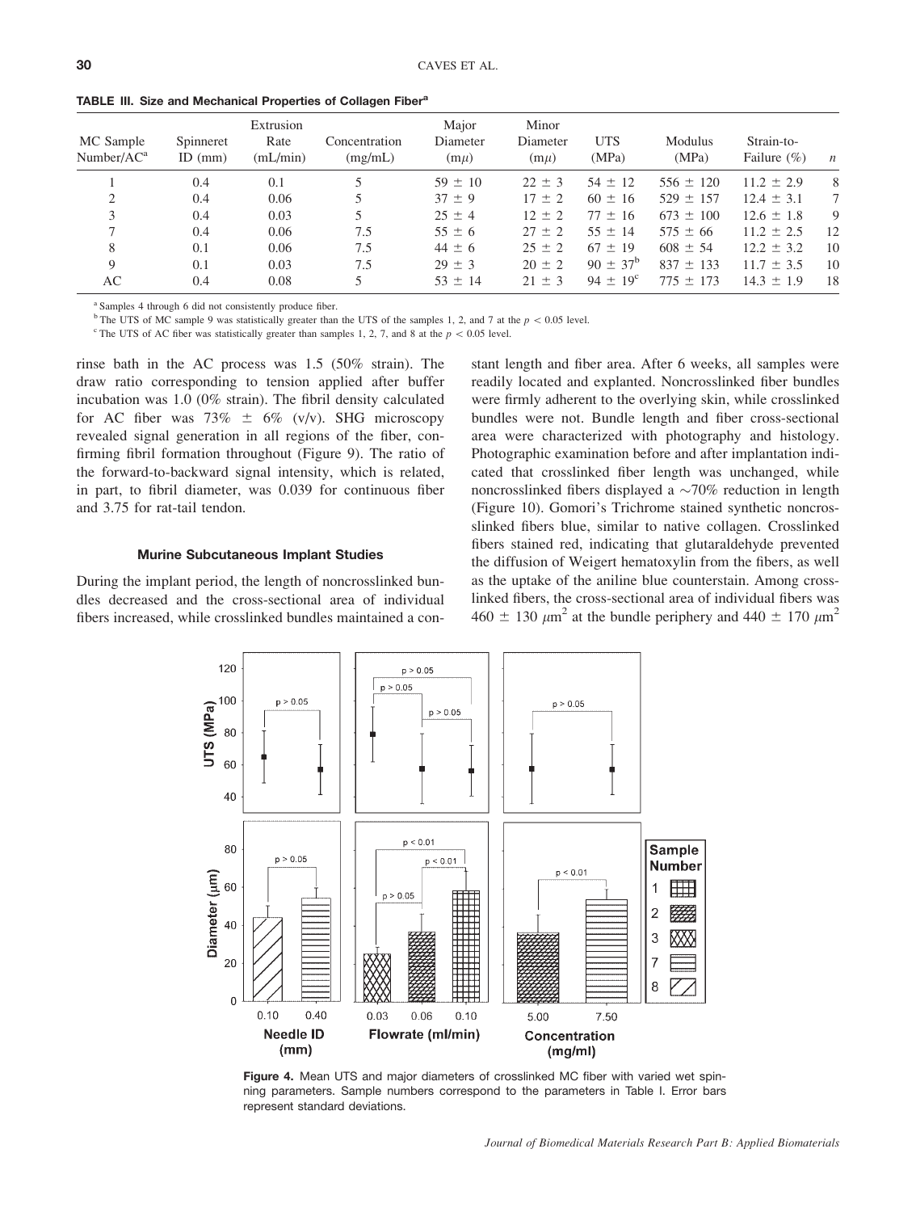**TABLE III. Size and Mechanical Properties of Collagen Fiber[a]**

| MC Sample Number/AC[a] | Spinneret ID (mm) | Extrusion Rate (mL/min) | Concentration (mg/mL) | Major Diameter (mμ) | Minor Diameter (mμ) | UTS (MPa) | Modulus (MPa) | Strain-to-Failure (%) | $n$ |
|---|---|---|---|---|---|---|---|---|---|
| 1 | 0.4 | 0.1 | 5 | 59 ± 10 | 22 ± 3 | 54 ± 12 | 556 ± 120 | 11.2 ± 2.9 | 8 |
| 2 | 0.4 | 0.06 | 5 | 37 ± 9 | 17 ± 2 | 60 ± 16 | 529 ± 157 | 12.4 ± 3.1 | 7 |
| 3 | 0.4 | 0.03 | 5 | 25 ± 4 | 12 ± 2 | 77 ± 16 | 673 ± 100 | 12.6 ± 1.8 | 9 |
| 7 | 0.4 | 0.06 | 7.5 | 55 ± 6 | 27 ± 2 | 55 ± 14 | 575 ± 66 | 11.2 ± 2.5 | 12 |
| 8 | 0.1 | 0.06 | 7.5 | 44 ± 6 | 25 ± 2 | 67 ± 19 | 608 ± 54 | 12.2 ± 3.2 | 10 |
| 9 | 0.1 | 0.03 | 7.5 | 29 ± 3 | 20 ± 2 | 90 ± 37[b] | 837 ± 133 | 11.7 ± 3.5 | 10 |
| AC | 0.4 | 0.08 | 5 | 53 ± 14 | 21 ± 3 | 94 ± 19[c] | 775 ± 173 | 14.3 ± 1.9 | 18 |

[a] Samples 4 through 6 did not consistently produce fiber.

[b] The UTS of MC sample 9 was statistically greater than the UTS of the samples 1, 2, and 7 at the $p < 0.05$ level.

[c] The UTS of AC fiber was statistically greater than samples 1, 2, 7, and 8 at the $p < 0.05$ level.

rinse bath in the AC process was 1.5 (50% strain). The draw ratio corresponding to tension applied after buffer incubation was 1.0 (0% strain). The fibril density calculated for AC fiber was 73% ± 6% (v/v). SHG microscopy revealed signal generation in all regions of the fiber, confirming fibril formation throughout (Figure 9). The ratio of the forward-to-backward signal intensity, which is related, in part, to fibril diameter, was 0.039 for continuous fiber and 3.75 for rat-tail tendon.

### Murine Subcutaneous Implant Studies

During the implant period, the length of noncrosslinked bundles decreased and the cross-sectional area of individual fibers increased, while crosslinked bundles maintained a constant length and fiber area. After 6 weeks, all samples were readily located and explanted. Noncrosslinked fiber bundles were firmly adherent to the overlying skin, while crosslinked bundles were not. Bundle length and fiber cross-sectional area were characterized with photography and histology. Photographic examination before and after implantation indicated that crosslinked fiber length was unchanged, while noncrosslinked fibers displayed a ~70% reduction in length (Figure 10). Gomori's Trichrome stained synthetic noncrosslinked fibers blue, similar to native collagen. Crosslinked fibers stained red, indicating that glutaraldehyde prevented the diffusion of Weigert hematoxylin from the fibers, as well as the uptake of the aniline blue counterstain. Among crosslinked fibers, the cross-sectional area of individual fibers was 460 ± 130 $\mu m^2$ at the bundle periphery and 440 ± 170 $\mu m^2$

**Figure 4.** Mean UTS and major diameters of crosslinked MC fiber with varied wet spinning parameters. Sample numbers correspond to the parameters in Table I. Error bars represent standard deviations.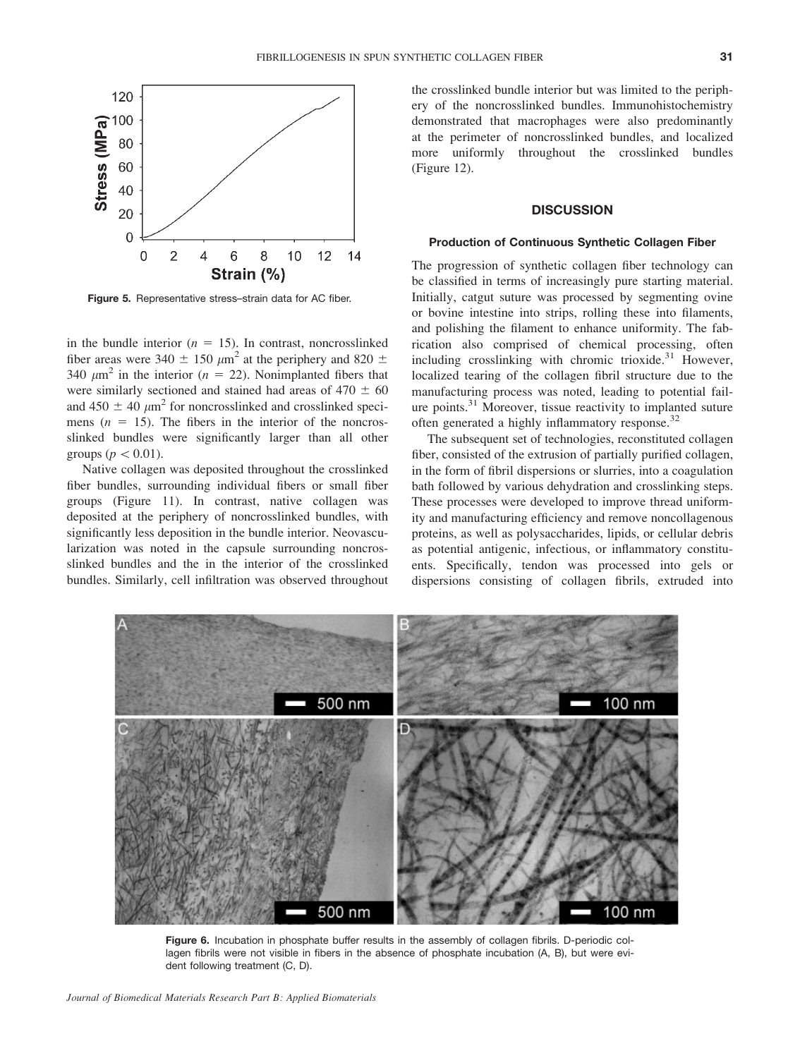Figure 5. Representative stress–strain data for AC fiber.

in the bundle interior ($n = 15$). In contrast, noncrosslinked fiber areas were 340 ± 150 $\mu m^2$ at the periphery and 820 ± 340 $\mu m^2$ in the interior ($n = 22$). Nonimplanted fibers that were similarly sectioned and stained had areas of 470 ± 60 and 450 ± 40 $\mu m^2$ for noncrosslinked and crosslinked specimens ($n = 15$). The fibers in the interior of the noncrosslinked bundles were significantly larger than all other groups ($p < 0.01$).

Native collagen was deposited throughout the crosslinked fiber bundles, surrounding individual fibers or small fiber groups (Figure 11). In contrast, native collagen was deposited at the periphery of noncrosslinked bundles, with significantly less deposition in the bundle interior. Neovascularization was noted in the capsule surrounding noncrosslinked bundles and the in the interior of the crosslinked bundles. Similarly, cell infiltration was observed throughout the crosslinked bundle interior but was limited to the periphery of the noncrosslinked bundles. Immunohistochemistry demonstrated that macrophages were also predominantly at the perimeter of noncrosslinked bundles, and localized more uniformly throughout the crosslinked bundles (Figure 12).

## DISCUSSION

### Production of Continuous Synthetic Collagen Fiber

The progression of synthetic collagen fiber technology can be classified in terms of increasingly pure starting material. Initially, catgut suture was processed by segmenting ovine or bovine intestine into strips, rolling these into filaments, and polishing the filament to enhance uniformity. The fabrication also comprised of chemical processing, often including crosslinking with chromic trioxide.[31] However, localized tearing of the collagen fibril structure due to the manufacturing process was noted, leading to potential failure points.[31] Moreover, tissue reactivity to implanted suture often generated a highly inflammatory response.[32]

The subsequent set of technologies, reconstituted collagen fiber, consisted of the extrusion of partially purified collagen, in the form of fibril dispersions or slurries, into a coagulation bath followed by various dehydration and crosslinking steps. These processes were developed to improve thread uniformity and manufacturing efficiency and remove noncollagenous proteins, as well as polysaccharides, lipids, or cellular debris as potential antigenic, infectious, or inflammatory constituents. Specifically, tendon was processed into gels or dispersions consisting of collagen fibrils, extruded into

Figure 6. Incubation in phosphate buffer results in the assembly of collagen fibrils. D-periodic collagen fibrils were not visible in fibers in the absence of phosphate incubation (A, B), but were evident following treatment (C, D).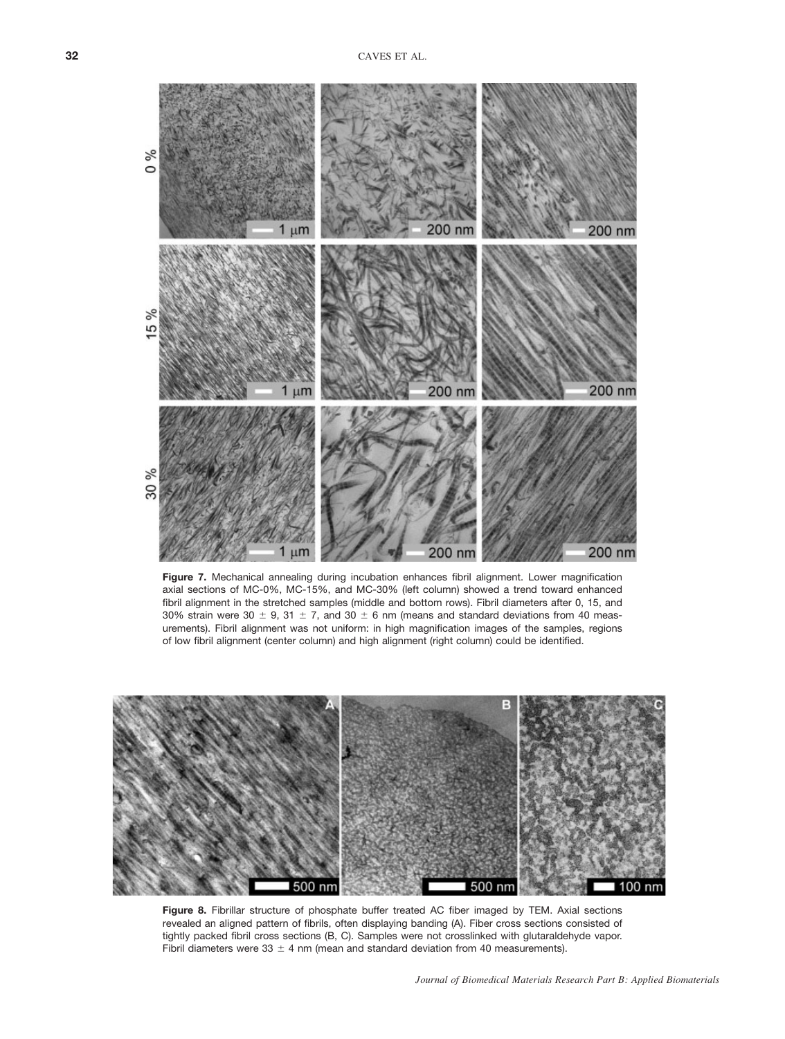**Figure 7.** Mechanical annealing during incubation enhances fibril alignment. Lower magnification axial sections of MC-0%, MC-15%, and MC-30% (left column) showed a trend toward enhanced fibril alignment in the stretched samples (middle and bottom rows). Fibril diameters after 0, 15, and 30% strain were 30 ± 9, 31 ± 7, and 30 ± 6 nm (means and standard deviations from 40 measurements). Fibril alignment was not uniform: in high magnification images of the samples, regions of low fibril alignment (center column) and high alignment (right column) could be identified.

**Figure 8.** Fibrillar structure of phosphate buffer treated AC fiber imaged by TEM. Axial sections revealed an aligned pattern of fibrils, often displaying banding (A). Fiber cross sections consisted of tightly packed fibril cross sections (B, C). Samples were not crosslinked with glutaraldehyde vapor. Fibril diameters were 33 ± 4 nm (mean and standard deviation from 40 measurements).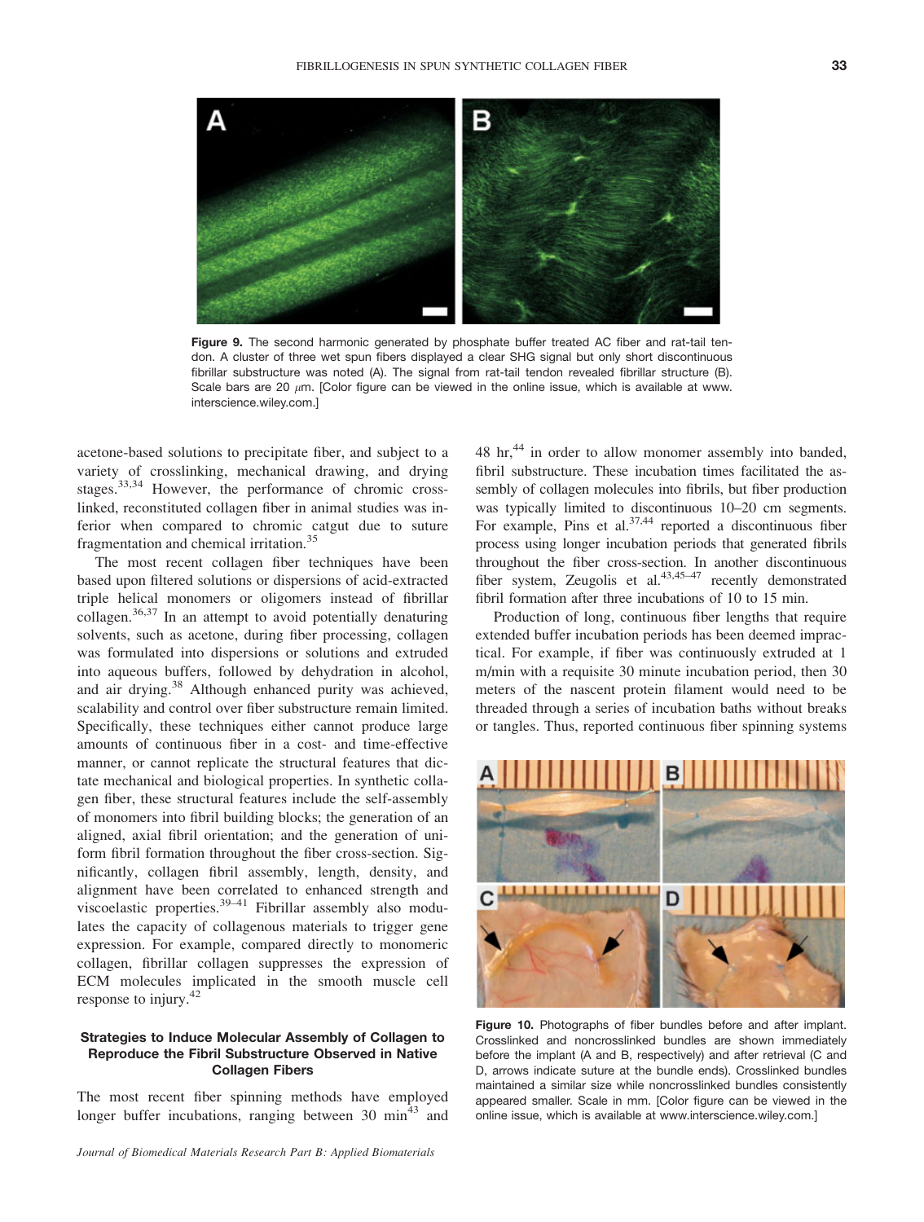Figure 9. The second harmonic generated by phosphate buffer treated AC fiber and rat-tail tendon. A cluster of three wet spun fibers displayed a clear SHG signal but only short discontinuous fibrillar substructure was noted (A). The signal from rat-tail tendon revealed fibrillar structure (B). Scale bars are 20 μm. [Color figure can be viewed in the online issue, which is available at www.interscience.wiley.com.]

acetone-based solutions to precipitate fiber, and subject to a variety of crosslinking, mechanical drawing, and drying stages.[33,34] However, the performance of chromic crosslinked, reconstituted collagen fiber in animal studies was inferior when compared to chromic catgut due to suture fragmentation and chemical irritation.[35]

The most recent collagen fiber techniques have been based upon filtered solutions or dispersions of acid-extracted triple helical monomers or oligomers instead of fibrillar collagen.[36,37] In an attempt to avoid potentially denaturing solvents, such as acetone, during fiber processing, collagen was formulated into dispersions or solutions and extruded into aqueous buffers, followed by dehydration in alcohol, and air drying.[38] Although enhanced purity was achieved, scalability and control over fiber substructure remain limited. Specifically, these techniques either cannot produce large amounts of continuous fiber in a cost- and time-effective manner, or cannot replicate the structural features that dictate mechanical and biological properties. In synthetic collagen fiber, these structural features include the self-assembly of monomers into fibril building blocks; the generation of an aligned, axial fibril orientation; and the generation of uniform fibril formation throughout the fiber cross-section. Significantly, collagen fibril assembly, length, density, and alignment have been correlated to enhanced strength and viscoelastic properties.[39–41] Fibrillar assembly also modulates the capacity of collagenous materials to trigger gene expression. For example, compared directly to monomeric collagen, fibrillar collagen suppresses the expression of ECM molecules implicated in the smooth muscle cell response to injury.[42]

### Strategies to Induce Molecular Assembly of Collagen to Reproduce the Fibril Substructure Observed in Native Collagen Fibers

The most recent fiber spinning methods have employed longer buffer incubations, ranging between 30 min[43] and 48 hr,[44] in order to allow monomer assembly into banded, fibril substructure. These incubation times facilitated the assembly of collagen molecules into fibrils, but fiber production was typically limited to discontinuous 10–20 cm segments. For example, Pins et al.[37,44] reported a discontinuous fiber process using longer incubation periods that generated fibrils throughout the fiber cross-section. In another discontinuous fiber system, Zeugolis et al.[43,45–47] recently demonstrated fibril formation after three incubations of 10 to 15 min.

Production of long, continuous fiber lengths that require extended buffer incubation periods has been deemed impractical. For example, if fiber was continuously extruded at 1 m/min with a requisite 30 minute incubation period, then 30 meters of the nascent protein filament would need to be threaded through a series of incubation baths without breaks or tangles. Thus, reported continuous fiber spinning systems

Figure 10. Photographs of fiber bundles before and after implant. Crosslinked and noncrosslinked bundles are shown immediately before the implant (A and B, respectively) and after retrieval (C and D, arrows indicate suture at the bundle ends). Crosslinked bundles maintained a similar size while noncrosslinked bundles consistently appeared smaller. Scale in mm. [Color figure can be viewed in the online issue, which is available at www.interscience.wiley.com.]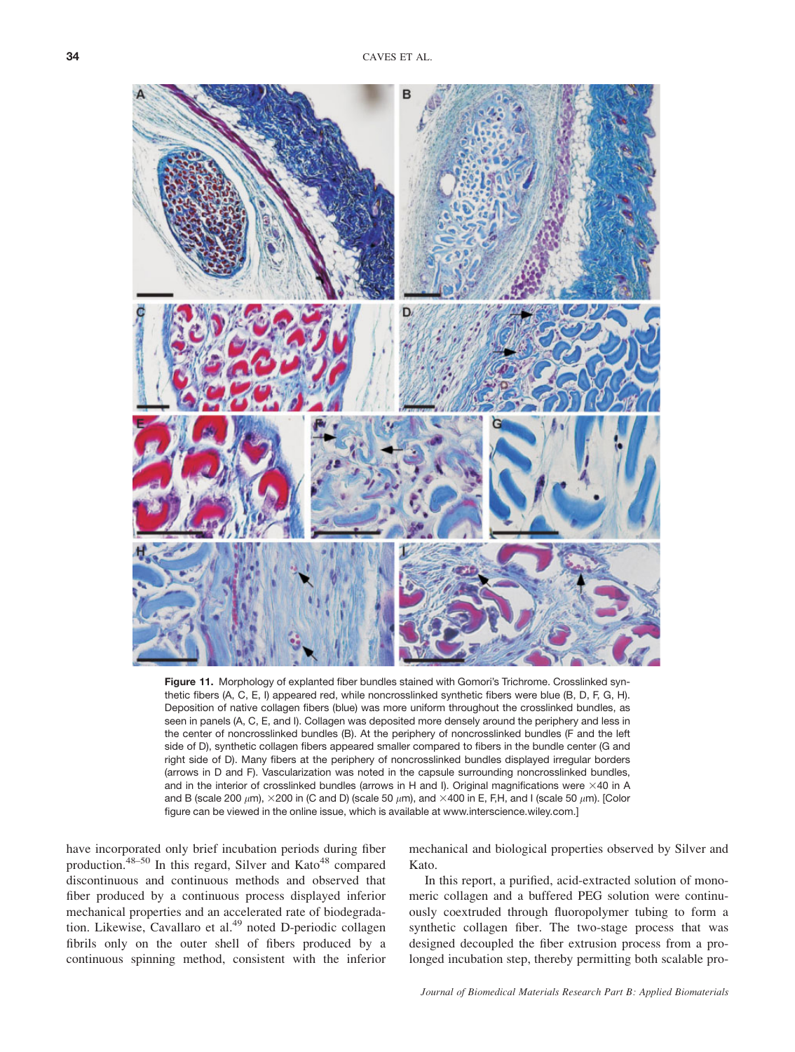**Figure 11.** Morphology of explanted fiber bundles stained with Gomori's Trichrome. Crosslinked synthetic fibers (A, C, E, I) appeared red, while noncrosslinked synthetic fibers were blue (B, D, F, G, H). Deposition of native collagen fibers (blue) was more uniform throughout the crosslinked bundles, as seen in panels (A, C, E, and I). Collagen was deposited more densely around the periphery and less in the center of noncrosslinked bundles (B). At the periphery of noncrosslinked bundles (F and the left side of D), synthetic collagen fibers appeared smaller compared to fibers in the bundle center (G and right side of D). Many fibers at the periphery of noncrosslinked bundles displayed irregular borders (arrows in D and F). Vascularization was noted in the capsule surrounding noncrosslinked bundles, and in the interior of crosslinked bundles (arrows in H and I). Original magnifications were ×40 in A and B (scale 200 μm), ×200 in (C and D) (scale 50 μm), and ×400 in E, F,H, and I (scale 50 μm). [Color figure can be viewed in the online issue, which is available at www.interscience.wiley.com.]

have incorporated only brief incubation periods during fiber production.[48–50] In this regard, Silver and Kato[48] compared discontinuous and continuous methods and observed that fiber produced by a continuous process displayed inferior mechanical properties and an accelerated rate of biodegradation. Likewise, Cavallaro et al.[49] noted D-periodic collagen fibrils only on the outer shell of fibers produced by a continuous spinning method, consistent with the inferior mechanical and biological properties observed by Silver and Kato.

In this report, a purified, acid-extracted solution of monomeric collagen and a buffered PEG solution were continuously coextruded through fluoropolymer tubing to form a synthetic collagen fiber. The two-stage process that was designed decoupled the fiber extrusion process from a prolonged incubation step, thereby permitting both scalable pro-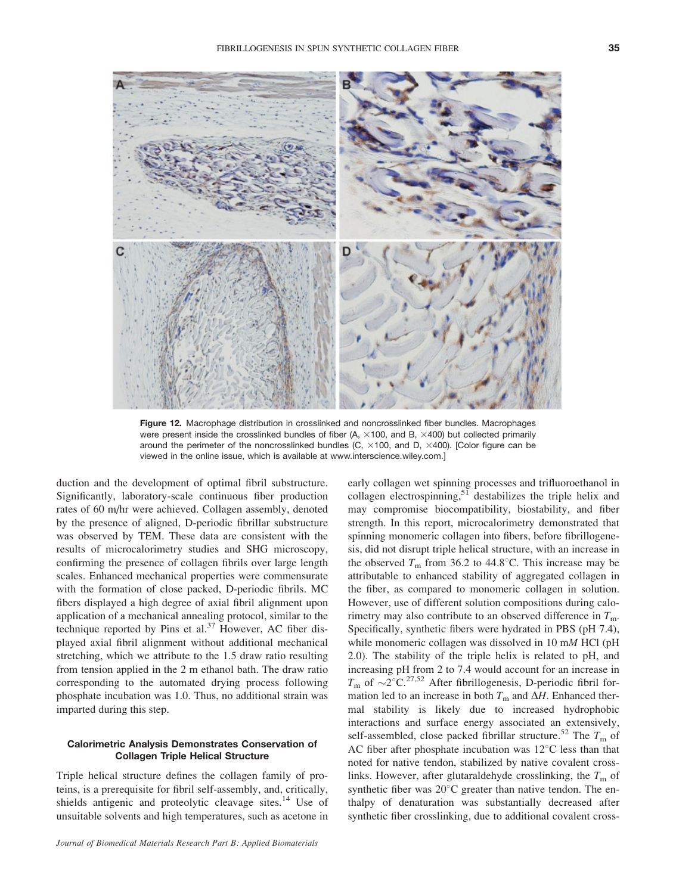**Figure 12.** Macrophage distribution in crosslinked and noncrosslinked fiber bundles. Macrophages were present inside the crosslinked bundles of fiber (A, ×100, and B, ×400) but collected primarily around the perimeter of the noncrosslinked bundles (C, ×100, and D, ×400). [Color figure can be viewed in the online issue, which is available at www.interscience.wiley.com.]

duction and the development of optimal fibril substructure. Significantly, laboratory-scale continuous fiber production rates of 60 m/hr were achieved. Collagen assembly, denoted by the presence of aligned, D-periodic fibrillar substructure was observed by TEM. These data are consistent with the results of microcalorimetry studies and SHG microscopy, confirming the presence of collagen fibrils over large length scales. Enhanced mechanical properties were commensurate with the formation of close packed, D-periodic fibrils. MC fibers displayed a high degree of axial fibril alignment upon application of a mechanical annealing protocol, similar to the technique reported by Pins et al.[37] However, AC fiber displayed axial fibril alignment without additional mechanical stretching, which we attribute to the 1.5 draw ratio resulting from tension applied in the 2 m ethanol bath. The draw ratio corresponding to the automated drying process following phosphate incubation was 1.0. Thus, no additional strain was imparted during this step.

### Calorimetric Analysis Demonstrates Conservation of Collagen Triple Helical Structure

Triple helical structure defines the collagen family of proteins, is a prerequisite for fibril self-assembly, and, critically, shields antigenic and proteolytic cleavage sites.[14] Use of unsuitable solvents and high temperatures, such as acetone in early collagen wet spinning processes and trifluoroethanol in collagen electrospinning,[51] destabilizes the triple helix and may compromise biocompatibility, biostability, and fiber strength. In this report, microcalorimetry demonstrated that spinning monomeric collagen into fibers, before fibrillogenesis, did not disrupt triple helical structure, with an increase in the observed $T_m$ from 36.2 to 44.8°C. This increase may be attributable to enhanced stability of aggregated collagen in the fiber, as compared to monomeric collagen in solution. However, use of different solution compositions during calorimetry may also contribute to an observed difference in $T_m$. Specifically, synthetic fibers were hydrated in PBS (pH 7.4), while monomeric collagen was dissolved in 10 m*M* HCl (pH 2.0). The stability of the triple helix is related to pH, and increasing pH from 2 to 7.4 would account for an increase in $T_m$ of ~2°C.[27,52] After fibrillogenesis, D-periodic fibril formation led to an increase in both $T_m$ and $\Delta H$. Enhanced thermal stability is likely due to increased hydrophobic interactions and surface energy associated an extensively, self-assembled, close packed fibrillar structure.[52] The $T_m$ of AC fiber after phosphate incubation was 12°C less than that noted for native tendon, stabilized by native covalent crosslinks. However, after glutaraldehyde crosslinking, the $T_m$ of synthetic fiber was 20°C greater than native tendon. The enthalpy of denaturation was substantially decreased after synthetic fiber crosslinking, due to additional covalent cross-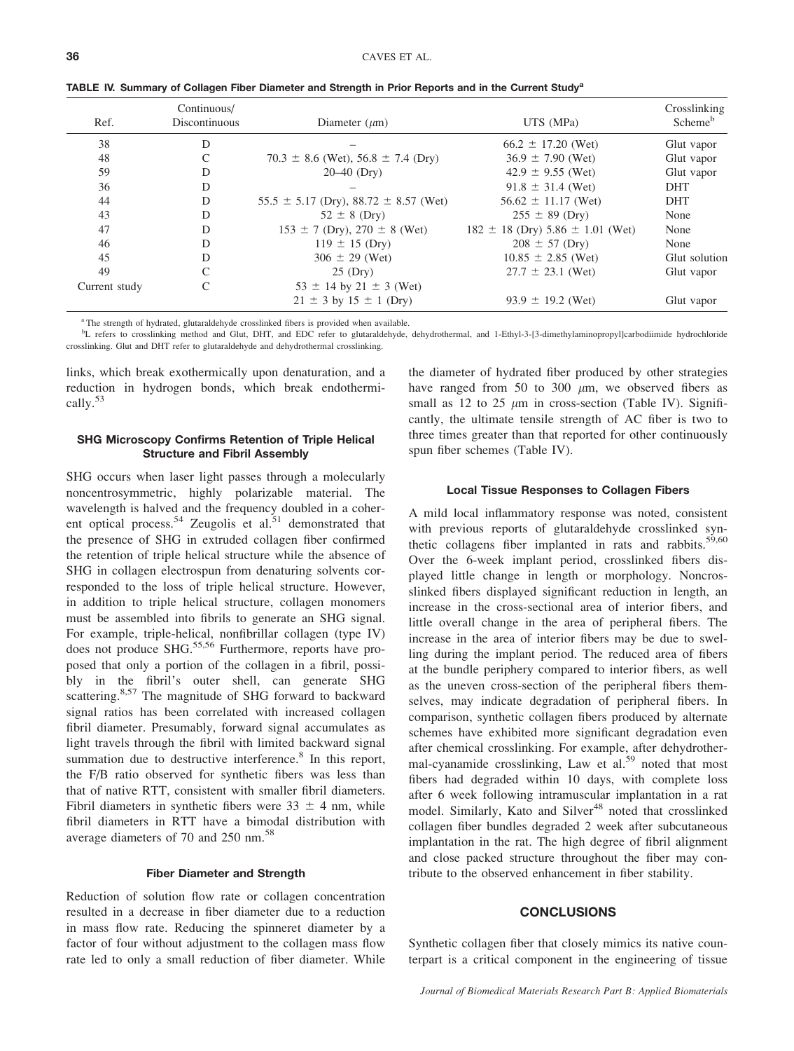TABLE IV. Summary of Collagen Fiber Diameter and Strength in Prior Reports and in the Current Study[a]

| Ref. | Continuous/ Discontinuous | Diameter (μm) | UTS (MPa) | Crosslinking Scheme[b] |
|---|---|---|---|---|
| 38 | D | – | 66.2 ± 17.20 (Wet) | Glut vapor |
| 48 | C | 70.3 ± 8.6 (Wet), 56.8 ± 7.4 (Dry) | 36.9 ± 7.90 (Wet) | Glut vapor |
| 59 | D | 20–40 (Dry) | 42.9 ± 9.55 (Wet) | Glut vapor |
| 36 | D | – | 91.8 ± 31.4 (Wet) | DHT |
| 44 | D | 55.5 ± 5.17 (Dry), 88.72 ± 8.57 (Wet) | 56.62 ± 11.17 (Wet) | DHT |
| 43 | D | 52 ± 8 (Dry) | 255 ± 89 (Dry) | None |
| 47 | D | 153 ± 7 (Dry), 270 ± 8 (Wet) | 182 ± 18 (Dry) 5.86 ± 1.01 (Wet) | None |
| 46 | D | 119 ± 15 (Dry) | 208 ± 57 (Dry) | None |
| 45 | D | 306 ± 29 (Wet) | 10.85 ± 2.85 (Wet) | Glut solution |
| 49 | C | 25 (Dry) | 27.7 ± 23.1 (Wet) | Glut vapor |
| Current study | C | 53 ± 14 by 21 ± 3 (Wet) 21 ± 3 by 15 ± 1 (Dry) | 93.9 ± 19.2 (Wet) | Glut vapor |

[a] The strength of hydrated, glutaraldehyde crosslinked fibers is provided when available.

[b] L refers to crosslinking method and Glut, DHT, and EDC refer to glutaraldehyde, dehydrothermal, and 1-Ethyl-3-[3-dimethylaminopropyl]carbodiimide hydrochloride crosslinking. Glut and DHT refer to glutaraldehyde and dehydrothermal crosslinking.

links, which break exothermically upon denaturation, and a reduction in hydrogen bonds, which break endothermically.[53]

### SHG Microscopy Confirms Retention of Triple Helical Structure and Fibril Assembly

SHG occurs when laser light passes through a molecularly noncentrosymmetric, highly polarizable material. The wavelength is halved and the frequency doubled in a coherent optical process.[54] Zeugolis et al.[51] demonstrated that the presence of SHG in extruded collagen fiber confirmed the retention of triple helical structure while the absence of SHG in collagen electrospun from denaturing solvents corresponded to the loss of triple helical structure. However, in addition to triple helical structure, collagen monomers must be assembled into fibrils to generate an SHG signal. For example, triple-helical, nonfibrillar collagen (type IV) does not produce SHG.[55,56] Furthermore, reports have proposed that only a portion of the collagen in a fibril, possibly in the fibril's outer shell, can generate SHG scattering.[8,57] The magnitude of SHG forward to backward signal ratios has been correlated with increased collagen fibril diameter. Presumably, forward signal accumulates as light travels through the fibril with limited backward signal summation due to destructive interference.[8] In this report, the F/B ratio observed for synthetic fibers was less than that of native RTT, consistent with smaller fibril diameters. Fibril diameters in synthetic fibers were 33 ± 4 nm, while fibril diameters in RTT have a bimodal distribution with average diameters of 70 and 250 nm.[58]

### Fiber Diameter and Strength

Reduction of solution flow rate or collagen concentration resulted in a decrease in fiber diameter due to a reduction in mass flow rate. Reducing the spinneret diameter by a factor of four without adjustment to the collagen mass flow rate led to only a small reduction of fiber diameter. While the diameter of hydrated fiber produced by other strategies have ranged from 50 to 300 μm, we observed fibers as small as 12 to 25 μm in cross-section (Table IV). Significantly, the ultimate tensile strength of AC fiber is two to three times greater than that reported for other continuously spun fiber schemes (Table IV).

### Local Tissue Responses to Collagen Fibers

A mild local inflammatory response was noted, consistent with previous reports of glutaraldehyde crosslinked synthetic collagens fiber implanted in rats and rabbits.[59,60] Over the 6-week implant period, crosslinked fibers displayed little change in length or morphology. Noncrosslinked fibers displayed significant reduction in length, an increase in the cross-sectional area of interior fibers, and little overall change in the area of peripheral fibers. The increase in the area of interior fibers may be due to swelling during the implant period. The reduced area of fibers at the bundle periphery compared to interior fibers, as well as the uneven cross-section of the peripheral fibers themselves, may indicate degradation of peripheral fibers. In comparison, synthetic collagen fibers produced by alternate schemes have exhibited more significant degradation even after chemical crosslinking. For example, after dehydrothermal-cyanamide crosslinking, Law et al.[59] noted that most fibers had degraded within 10 days, with complete loss after 6 week following intramuscular implantation in a rat model. Similarly, Kato and Silver[48] noted that crosslinked collagen fiber bundles degraded 2 week after subcutaneous implantation in the rat. The high degree of fibril alignment and close packed structure throughout the fiber may contribute to the observed enhancement in fiber stability.

## CONCLUSIONS

Synthetic collagen fiber that closely mimics its native counterpart is a critical component in the engineering of tissue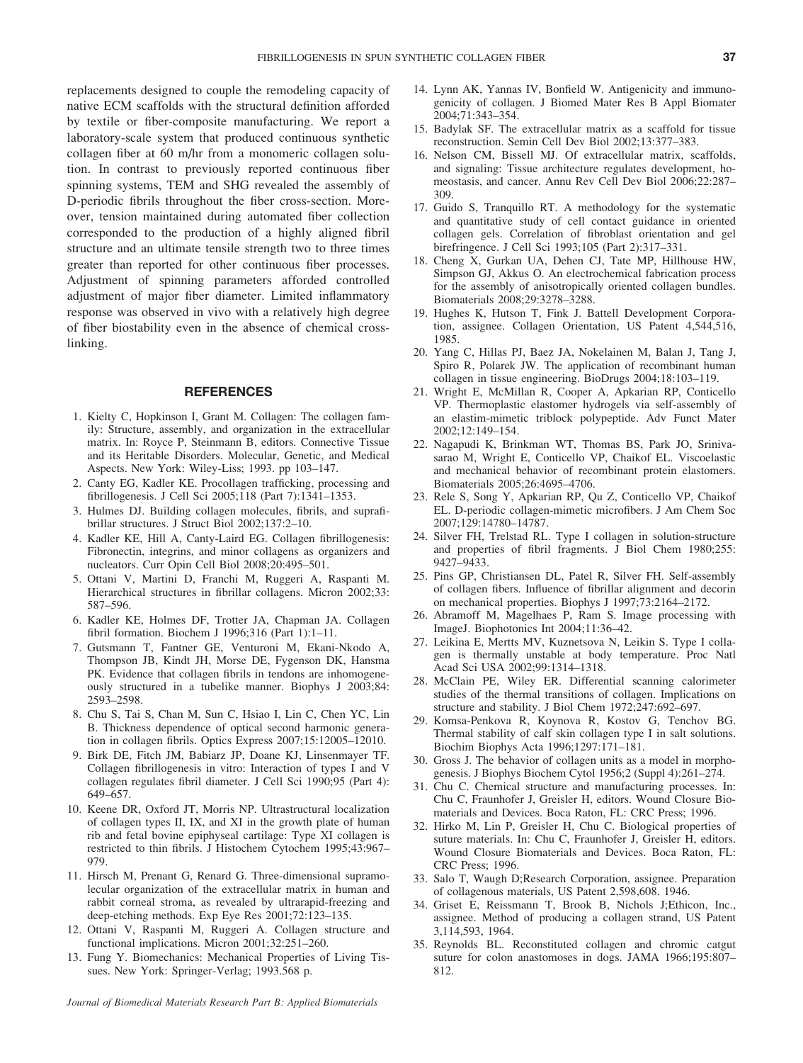replacements designed to couple the remodeling capacity of native ECM scaffolds with the structural definition afforded by textile or fiber-composite manufacturing. We report a laboratory-scale system that produced continuous synthetic collagen fiber at 60 m/hr from a monomeric collagen solution. In contrast to previously reported continuous fiber spinning systems, TEM and SHG revealed the assembly of D-periodic fibrils throughout the fiber cross-section. Moreover, tension maintained during automated fiber collection corresponded to the production of a highly aligned fibril structure and an ultimate tensile strength two to three times greater than reported for other continuous fiber processes. Adjustment of spinning parameters afforded controlled adjustment of major fiber diameter. Limited inflammatory response was observed in vivo with a relatively high degree of fiber biostability even in the absence of chemical crosslinking.

## REFERENCES

1. Kielty C, Hopkinson I, Grant M. Collagen: The collagen family: Structure, assembly, and organization in the extracellular matrix. In: Royce P, Steinmann B, editors. Connective Tissue and its Heritable Disorders. Molecular, Genetic, and Medical Aspects. New York: Wiley-Liss; 1993. pp 103–147.
2. Canty EG, Kadler KE. Procollagen trafficking, processing and fibrillogenesis. J Cell Sci 2005;118 (Part 7):1341–1353.
3. Hulmes DJ. Building collagen molecules, fibrils, and suprafibrillar structures. J Struct Biol 2002;137:2–10.
4. Kadler KE, Hill A, Canty-Laird EG. Collagen fibrillogenesis: Fibronectin, integrins, and minor collagens as organizers and nucleators. Curr Opin Cell Biol 2008;20:495–501.
5. Ottani V, Martini D, Franchi M, Ruggeri A, Raspanti M. Hierarchical structures in fibrillar collagens. Micron 2002;33: 587–596.
6. Kadler KE, Holmes DF, Trotter JA, Chapman JA. Collagen fibril formation. Biochem J 1996;316 (Part 1):1–11.
7. Gutsmann T, Fantner GE, Venturoni M, Ekani-Nkodo A, Thompson JB, Kindt JH, Morse DE, Fygenson DK, Hansma PK. Evidence that collagen fibrils in tendons are inhomogeneously structured in a tubelike manner. Biophys J 2003;84: 2593–2598.
8. Chu S, Tai S, Chan M, Sun C, Hsiao I, Lin C, Chen YC, Lin B. Thickness dependence of optical second harmonic generation in collagen fibrils. Optics Express 2007;15:12005–12010.
9. Birk DE, Fitch JM, Babiarz JP, Doane KJ, Linsenmayer TF. Collagen fibrillogenesis in vitro: Interaction of types I and V collagen regulates fibril diameter. J Cell Sci 1990;95 (Part 4): 649–657.
10. Keene DR, Oxford JT, Morris NP. Ultrastructural localization of collagen types II, IX, and XI in the growth plate of human rib and fetal bovine epiphyseal cartilage: Type XI collagen is restricted to thin fibrils. J Histochem Cytochem 1995;43:967–979.
11. Hirsch M, Prenant G, Renard G. Three-dimensional supramolecular organization of the extracellular matrix in human and rabbit corneal stroma, as revealed by ultrarapid-freezing and deep-etching methods. Exp Eye Res 2001;72:123–135.
12. Ottani V, Raspanti M, Ruggeri A. Collagen structure and functional implications. Micron 2001;32:251–260.
13. Fung Y. Biomechanics: Mechanical Properties of Living Tissues. New York: Springer-Verlag; 1993.568 p.
14. Lynn AK, Yannas IV, Bonfield W. Antigenicity and immunogenicity of collagen. J Biomed Mater Res B Appl Biomater 2004;71:343–354.
15. Badylak SF. The extracellular matrix as a scaffold for tissue reconstruction. Semin Cell Dev Biol 2002;13:377–383.
16. Nelson CM, Bissell MJ. Of extracellular matrix, scaffolds, and signaling: Tissue architecture regulates development, homeostasis, and cancer. Annu Rev Cell Dev Biol 2006;22:287–309.
17. Guido S, Tranquillo RT. A methodology for the systematic and quantitative study of cell contact guidance in oriented collagen gels. Correlation of fibroblast orientation and gel birefringence. J Cell Sci 1993;105 (Part 2):317–331.
18. Cheng X, Gurkan UA, Dehen CJ, Tate MP, Hillhouse HW, Simpson GJ, Akkus O. An electrochemical fabrication process for the assembly of anisotropically oriented collagen bundles. Biomaterials 2008;29:3278–3288.
19. Hughes K, Hutson T, Fink J. Battell Development Corporation, assignee. Collagen Orientation, US Patent 4,544,516, 1985.
20. Yang C, Hillas PJ, Baez JA, Nokelainen M, Balan J, Tang J, Spiro R, Polarek JW. The application of recombinant human collagen in tissue engineering. BioDrugs 2004;18:103–119.
21. Wright E, McMillan R, Cooper A, Apkarian RP, Conticello VP. Thermoplastic elastomer hydrogels via self-assembly of an elastim-mimetic triblock polypeptide. Adv Funct Mater 2002;12:149–154.
22. Nagapudi K, Brinkman WT, Thomas BS, Park JO, Srinivasarao M, Wright E, Conticello VP, Chaikof EL. Viscoelastic and mechanical behavior of recombinant protein elastomers. Biomaterials 2005;26:4695–4706.
23. Rele S, Song Y, Apkarian RP, Qu Z, Conticello VP, Chaikof EL. D-periodic collagen-mimetic microfibers. J Am Chem Soc 2007;129:14780–14787.
24. Silver FH, Trelstad RL. Type I collagen in solution-structure and properties of fibril fragments. J Biol Chem 1980;255: 9427–9433.
25. Pins GP, Christiansen DL, Patel R, Silver FH. Self-assembly of collagen fibers. Influence of fibrillar alignment and decorin on mechanical properties. Biophys J 1997;73:2164–2172.
26. Abramoff M, Magelhaes P, Ram S. Image processing with ImageJ. Biophotonics Int 2004;11:36–42.
27. Leikina E, Mertts MV, Kuznetsova N, Leikin S. Type I collagen is thermally unstable at body temperature. Proc Natl Acad Sci USA 2002;99:1314–1318.
28. McClain PE, Wiley ER. Differential scanning calorimeter studies of the thermal transitions of collagen. Implications on structure and stability. J Biol Chem 1972;247:692–697.
29. Komsa-Penkova R, Koynova R, Kostov G, Tenchov BG. Thermal stability of calf skin collagen type I in salt solutions. Biochim Biophys Acta 1996;1297:171–181.
30. Gross J. The behavior of collagen units as a model in morphogenesis. J Biophys Biochem Cytol 1956;2 (Suppl 4):261–274.
31. Chu C. Chemical structure and manufacturing processes. In: Chu C, Fraunhofer J, Greisler H, editors. Wound Closure Biomaterials and Devices. Boca Raton, FL: CRC Press; 1996.
32. Hirko M, Lin P, Greisler H, Chu C. Biological properties of suture materials. In: Chu C, Fraunhofer J, Greisler H, editors. Wound Closure Biomaterials and Devices. Boca Raton, FL: CRC Press; 1996.
33. Salo T, Waugh D;Research Corporation, assignee. Preparation of collagenous materials, US Patent 2,598,608. 1946.
34. Griset E, Reissmann T, Brook B, Nichols J;Ethicon, Inc., assignee. Method of producing a collagen strand, US Patent 3,114,593, 1964.
35. Reynolds BL. Reconstituted collagen and chromic catgut suture for colon anastomoses in dogs. JAMA 1966;195:807–812.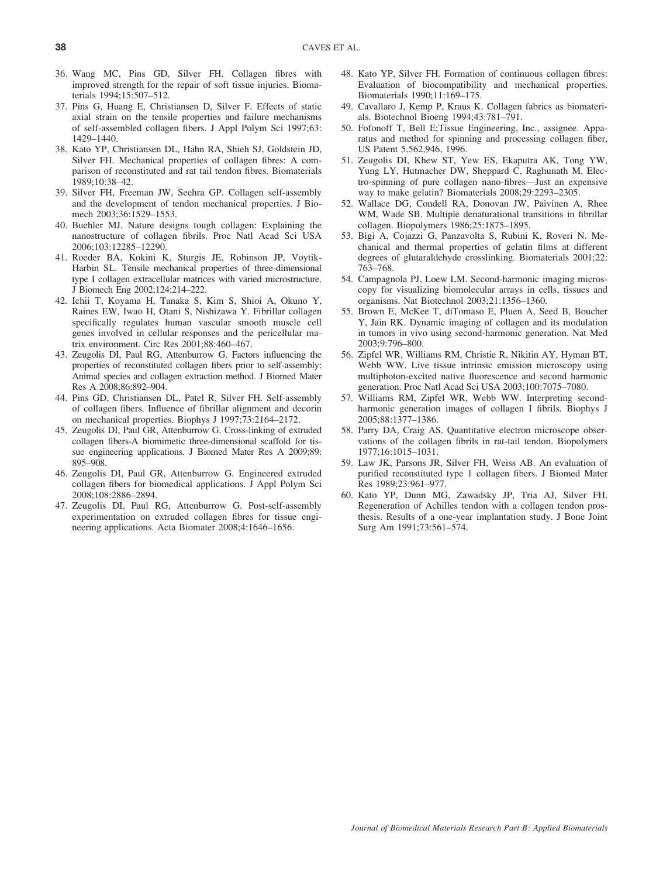36. Wang MC, Pins GD, Silver FH. Collagen fibres with improved strength for the repair of soft tissue injuries. Biomaterials 1994;15:507–512.
37. Pins G, Huang E, Christiansen D, Silver F. Effects of static axial strain on the tensile properties and failure mechanisms of self-assembled collagen fibers. J Appl Polym Sci 1997;63: 1429–1440.
38. Kato YP, Christiansen DL, Hahn RA, Shieh SJ, Goldstein JD, Silver FH. Mechanical properties of collagen fibres: A comparison of reconstituted and rat tail tendon fibres. Biomaterials 1989;10:38–42.
39. Silver FH, Freeman JW, Seehra GP. Collagen self-assembly and the development of tendon mechanical properties. J Biomech 2003;36:1529–1553.
40. Buehler MJ. Nature designs tough collagen: Explaining the nanostructure of collagen fibrils. Proc Natl Acad Sci USA 2006;103:12285–12290.
41. Roeder BA, Kokini K, Sturgis JE, Robinson JP, Voytik-Harbin SL. Tensile mechanical properties of three-dimensional type I collagen extracellular matrices with varied microstructure. J Biomech Eng 2002;124:214–222.
42. Ichii T, Koyama H, Tanaka S, Kim S, Shioi A, Okuno Y, Raines EW, Iwao H, Otani S, Nishizawa Y. Fibrillar collagen specifically regulates human vascular smooth muscle cell genes involved in cellular responses and the pericellular matrix environment. Circ Res 2001;88:460–467.
43. Zeugolis DI, Paul RG, Attenburrow G. Factors influencing the properties of reconstituted collagen fibers prior to self-assembly: Animal species and collagen extraction method. J Biomed Mater Res A 2008;86:892–904.
44. Pins GD, Christiansen DL, Patel R, Silver FH. Self-assembly of collagen fibers. Influence of fibrillar alignment and decorin on mechanical properties. Biophys J 1997;73:2164–2172.
45. Zeugolis DI, Paul GR, Attenburrow G. Cross-linking of extruded collagen fibers-A biomimetic three-dimensional scaffold for tissue engineering applications. J Biomed Mater Res A 2009;89: 895–908.
46. Zeugolis DI, Paul GR, Attenburrow G. Engineered extruded collagen fibers for biomedical applications. J Appl Polym Sci 2008;108:2886–2894.
47. Zeugolis DI, Paul RG, Attenburrow G. Post-self-assembly experimentation on extruded collagen fibres for tissue engineering applications. Acta Biomater 2008;4:1646–1656.
48. Kato YP, Silver FH. Formation of continuous collagen fibres: Evaluation of biocompatibility and mechanical properties. Biomaterials 1990;11:169–175.
49. Cavallaro J, Kemp P, Kraus K. Collagen fabrics as biomaterials. Biotechnol Bioeng 1994;43:781–791.
50. Fofonoff T, Bell E;Tissue Engineering, Inc., assignee. Apparatus and method for spinning and processing collagen fiber, US Patent 5,562,946, 1996.
51. Zeugolis DI, Khew ST, Yew ES, Ekaputra AK, Tong YW, Yung LY, Hutmacher DW, Sheppard C, Raghunath M. Electro-spinning of pure collagen nano-fibres—Just an expensive way to make gelatin? Biomaterials 2008;29:2293–2305.
52. Wallace DG, Condell RA, Donovan JW, Paivinen A, Rhee WM, Wade SB. Multiple denaturational transitions in fibrillar collagen. Biopolymers 1986;25:1875–1895.
53. Bigi A, Cojazzi G, Panzavolta S, Rubini K, Roveri N. Mechanical and thermal properties of gelatin films at different degrees of glutaraldehyde crosslinking. Biomaterials 2001;22: 763–768.
54. Campagnola PJ, Loew LM. Second-harmonic imaging microscopy for visualizing biomolecular arrays in cells, tissues and organisms. Nat Biotechnol 2003;21:1356–1360.
55. Brown E, McKee T, diTomaso E, Pluen A, Seed B, Boucher Y, Jain RK. Dynamic imaging of collagen and its modulation in tumors in vivo using second-harmonic generation. Nat Med 2003;9:796–800.
56. Zipfel WR, Williams RM, Christie R, Nikitin AY, Hyman BT, Webb WW. Live tissue intrinsic emission microscopy using multiphoton-excited native fluorescence and second harmonic generation. Proc Natl Acad Sci USA 2003;100:7075–7080.
57. Williams RM, Zipfel WR, Webb WW. Interpreting second-harmonic generation images of collagen I fibrils. Biophys J 2005;88:1377–1386.
58. Parry DA, Craig AS. Quantitative electron microscope observations of the collagen fibrils in rat-tail tendon. Biopolymers 1977;16:1015–1031.
59. Law JK, Parsons JR, Silver FH, Weiss AB. An evaluation of purified reconstituted type 1 collagen fibers. J Biomed Mater Res 1989;23:961–977.
60. Kato YP, Dunn MG, Zawadsky JP, Tria AJ, Silver FH. Regeneration of Achilles tendon with a collagen tendon prosthesis. Results of a one-year implantation study. J Bone Joint Surg Am 1991;73:561–574.